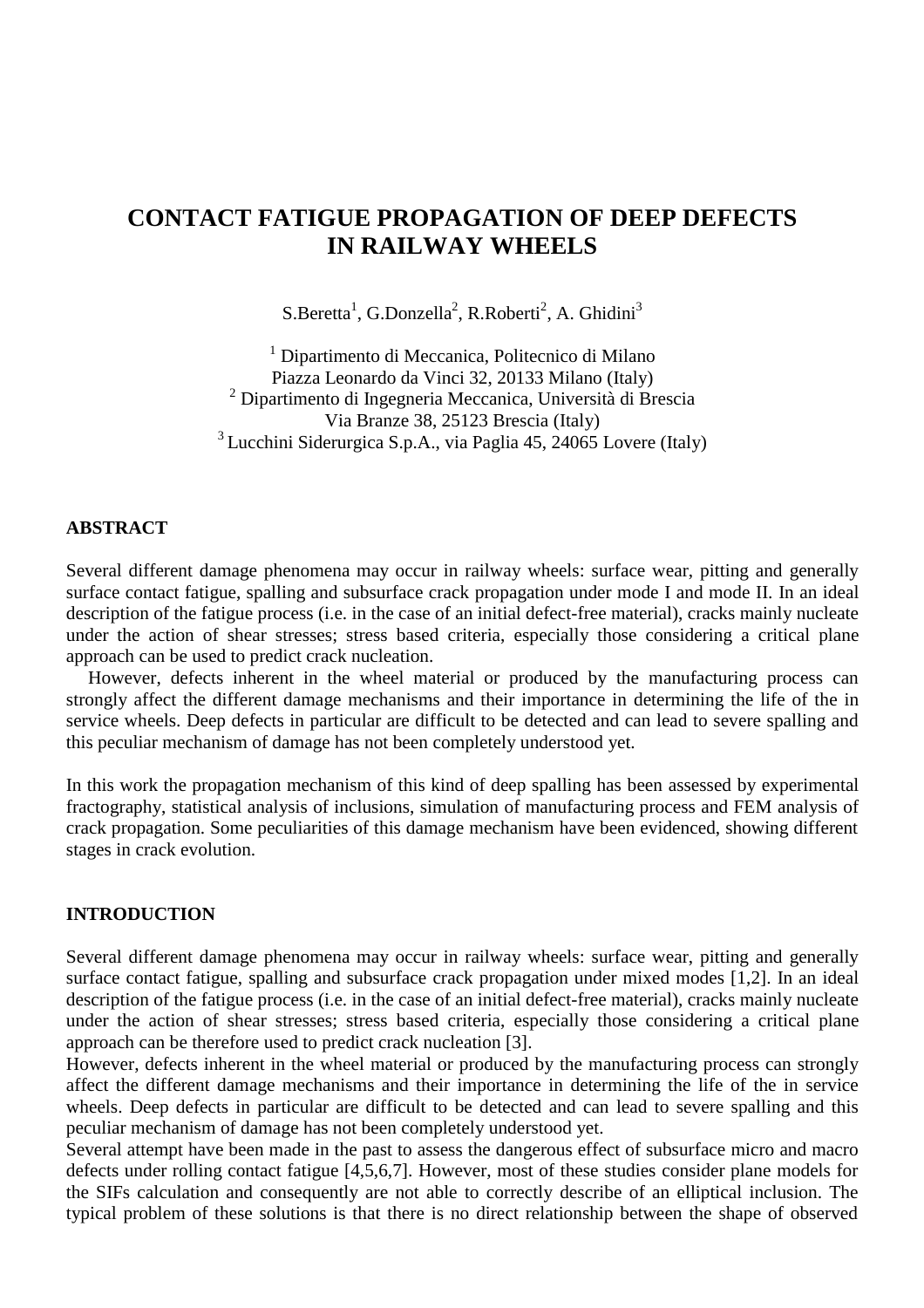# CONTACT FATIGUE PROPAGATION OF DEEP DEFECTS IN RAILWAY WHEELS

S.Beretta[1], G.Donzella[2], R.Roberti[2], A. Ghidini[3]

[1] Dipartimento di Meccanica, Politecnico di Milano
Piazza Leonardo da Vinci 32, 20133 Milano (Italy)
[2] Dipartimento di Ingegneria Meccanica, Università di Brescia
Via Branze 38, 25123 Brescia (Italy)
[3] Lucchini Siderurgica S.p.A., via Paglia 45, 24065 Lovere (Italy)

## ABSTRACT

Several different damage phenomena may occur in railway wheels: surface wear, pitting and generally surface contact fatigue, spalling and subsurface crack propagation under mode I and mode II. In an ideal description of the fatigue process (i.e. in the case of an initial defect-free material), cracks mainly nucleate under the action of shear stresses; stress based criteria, especially those considering a critical plane approach can be used to predict crack nucleation.

However, defects inherent in the wheel material or produced by the manufacturing process can strongly affect the different damage mechanisms and their importance in determining the life of the in service wheels. Deep defects in particular are difficult to be detected and can lead to severe spalling and this peculiar mechanism of damage has not been completely understood yet.

In this work the propagation mechanism of this kind of deep spalling has been assessed by experimental fractography, statistical analysis of inclusions, simulation of manufacturing process and FEM analysis of crack propagation. Some peculiarities of this damage mechanism have been evidenced, showing different stages in crack evolution.

## INTRODUCTION

Several different damage phenomena may occur in railway wheels: surface wear, pitting and generally surface contact fatigue, spalling and subsurface crack propagation under mixed modes [1,2]. In an ideal description of the fatigue process (i.e. in the case of an initial defect-free material), cracks mainly nucleate under the action of shear stresses; stress based criteria, especially those considering a critical plane approach can be therefore used to predict crack nucleation [3].

However, defects inherent in the wheel material or produced by the manufacturing process can strongly affect the different damage mechanisms and their importance in determining the life of the in service wheels. Deep defects in particular are difficult to be detected and can lead to severe spalling and this peculiar mechanism of damage has not been completely understood yet.

Several attempt have been made in the past to assess the dangerous effect of subsurface micro and macro defects under rolling contact fatigue [4,5,6,7]. However, most of these studies consider plane models for the SIFs calculation and consequently are not able to correctly describe of an elliptical inclusion. The typical problem of these solutions is that there is no direct relationship between the shape of observed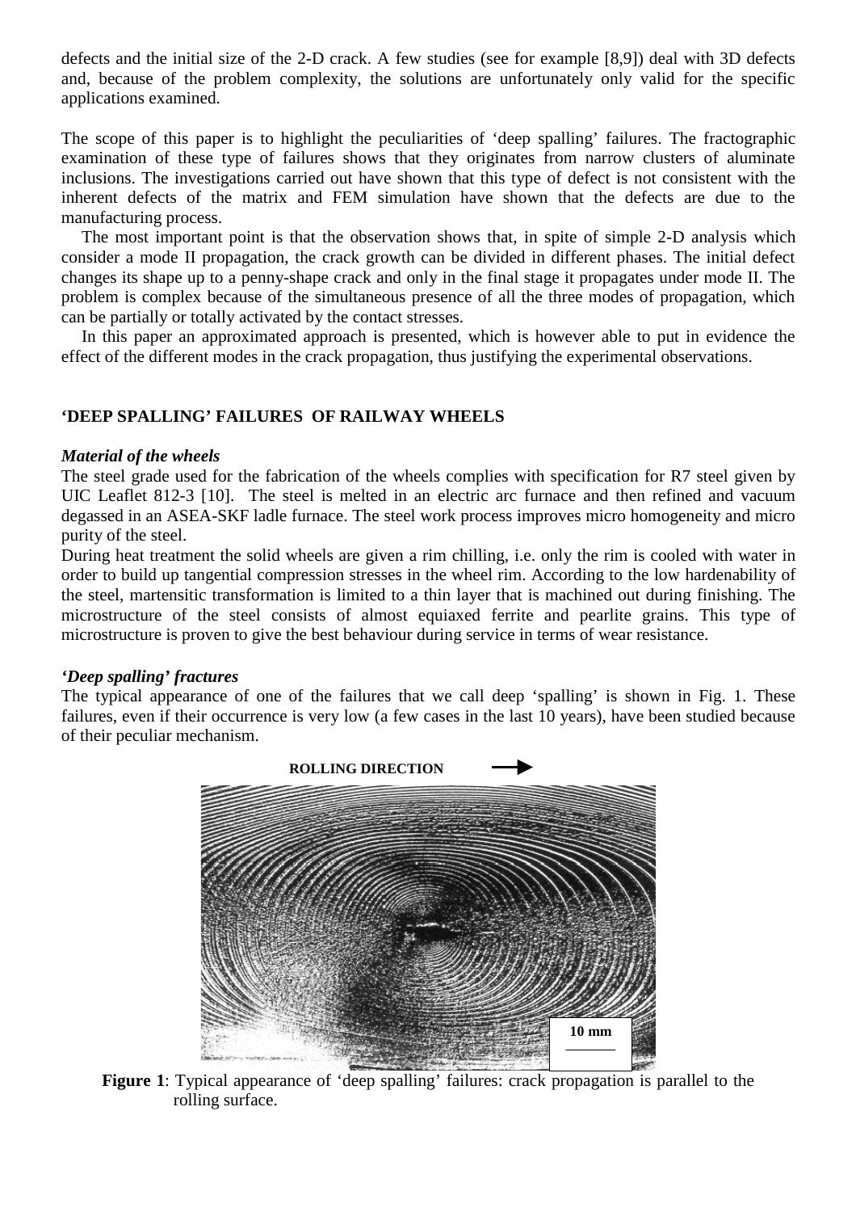defects and the initial size of the 2-D crack. A few studies (see for example [8,9]) deal with 3D defects and, because of the problem complexity, the solutions are unfortunately only valid for the specific applications examined.

The scope of this paper is to highlight the peculiarities of 'deep spalling' failures. The fractographic examination of these type of failures shows that they originates from narrow clusters of aluminate inclusions. The investigations carried out have shown that this type of defect is not consistent with the inherent defects of the matrix and FEM simulation have shown that the defects are due to the manufacturing process.

The most important point is that the observation shows that, in spite of simple 2-D analysis which consider a mode II propagation, the crack growth can be divided in different phases. The initial defect changes its shape up to a penny-shape crack and only in the final stage it propagates under mode II. The problem is complex because of the simultaneous presence of all the three modes of propagation, which can be partially or totally activated by the contact stresses.

In this paper an approximated approach is presented, which is however able to put in evidence the effect of the different modes in the crack propagation, thus justifying the experimental observations.

## 'DEEP SPALLING' FAILURES OF RAILWAY WHEELS

### *Material of the wheels*

The steel grade used for the fabrication of the wheels complies with specification for R7 steel given by UIC Leaflet 812-3 [10]. The steel is melted in an electric arc furnace and then refined and vacuum degassed in an ASEA-SKF ladle furnace. The steel work process improves micro homogeneity and micro purity of the steel.

During heat treatment the solid wheels are given a rim chilling, i.e. only the rim is cooled with water in order to build up tangential compression stresses in the wheel rim. According to the low hardenability of the steel, martensitic transformation is limited to a thin layer that is machined out during finishing. The microstructure of the steel consists of almost equiaxed ferrite and pearlite grains. This type of microstructure is proven to give the best behaviour during service in terms of wear resistance.

### *'Deep spalling' fractures*

The typical appearance of one of the failures that we call deep 'spalling' is shown in Fig. 1. These failures, even if their occurrence is very low (a few cases in the last 10 years), have been studied because of their peculiar mechanism.

**Figure 1**: Typical appearance of 'deep spalling' failures: crack propagation is parallel to the rolling surface.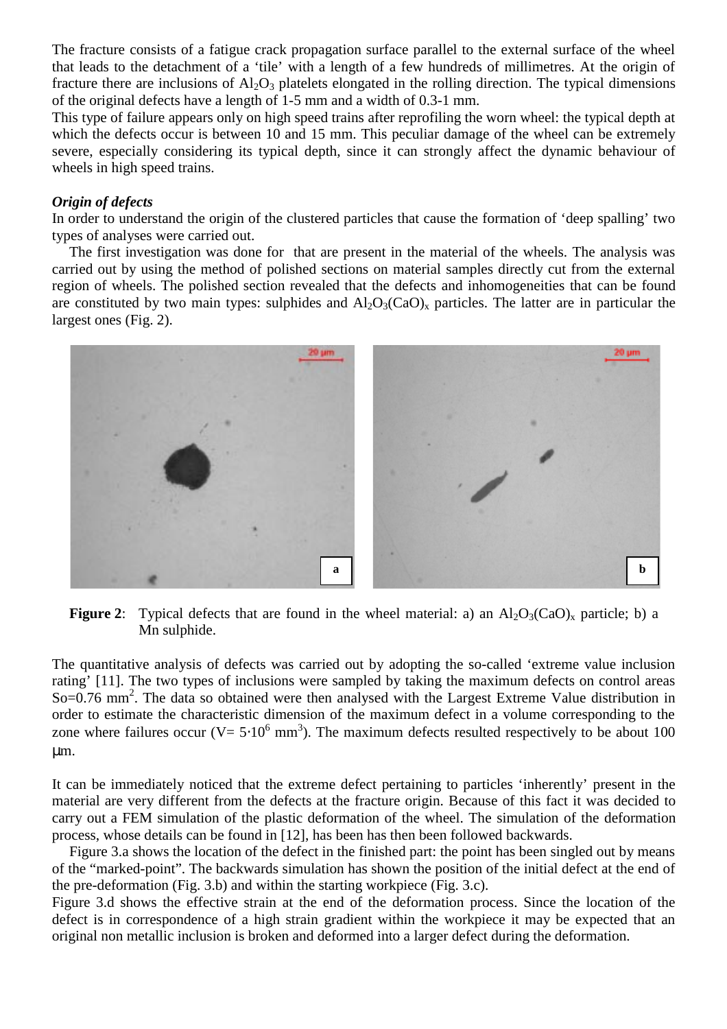The fracture consists of a fatigue crack propagation surface parallel to the external surface of the wheel that leads to the detachment of a 'tile' with a length of a few hundreds of millimetres. At the origin of fracture there are inclusions of $Al_2O_3$ platelets elongated in the rolling direction. The typical dimensions of the original defects have a length of 1-5 mm and a width of 0.3-1 mm.
This type of failure appears only on high speed trains after reprofiling the worn wheel: the typical depth at which the defects occur is between 10 and 15 mm. This peculiar damage of the wheel can be extremely severe, especially considering its typical depth, since it can strongly affect the dynamic behaviour of wheels in high speed trains.

***Origin of defects***

In order to understand the origin of the clustered particles that cause the formation of 'deep spalling' two types of analyses were carried out.

The first investigation was done for that are present in the material of the wheels. The analysis was carried out by using the method of polished sections on material samples directly cut from the external region of wheels. The polished section revealed that the defects and inhomogeneities that can be found are constituted by two main types: sulphides and $Al_2O_3(CaO)_x$ particles. The latter are in particular the largest ones (Fig. 2).

**Figure 2**: Typical defects that are found in the wheel material: a) an $Al_2O_3(CaO)_x$ particle; b) a Mn sulphide.

The quantitative analysis of defects was carried out by adopting the so-called 'extreme value inclusion rating' [11]. The two types of inclusions were sampled by taking the maximum defects on control areas So=0.76 $mm^2$. The data so obtained were then analysed with the Largest Extreme Value distribution in order to estimate the characteristic dimension of the maximum defect in a volume corresponding to the zone where failures occur (V= $5{\cdot}10^6$ $mm^3$). The maximum defects resulted respectively to be about 100 μm.

It can be immediately noticed that the extreme defect pertaining to particles 'inherently' present in the material are very different from the defects at the fracture origin. Because of this fact it was decided to carry out a FEM simulation of the plastic deformation of the wheel. The simulation of the deformation process, whose details can be found in [12], has been has then been followed backwards.

Figure 3.a shows the location of the defect in the finished part: the point has been singled out by means of the "marked-point". The backwards simulation has shown the position of the initial defect at the end of the pre-deformation (Fig. 3.b) and within the starting workpiece (Fig. 3.c).
Figure 3.d shows the effective strain at the end of the deformation process. Since the location of the defect is in correspondence of a high strain gradient within the workpiece it may be expected that an original non metallic inclusion is broken and deformed into a larger defect during the deformation.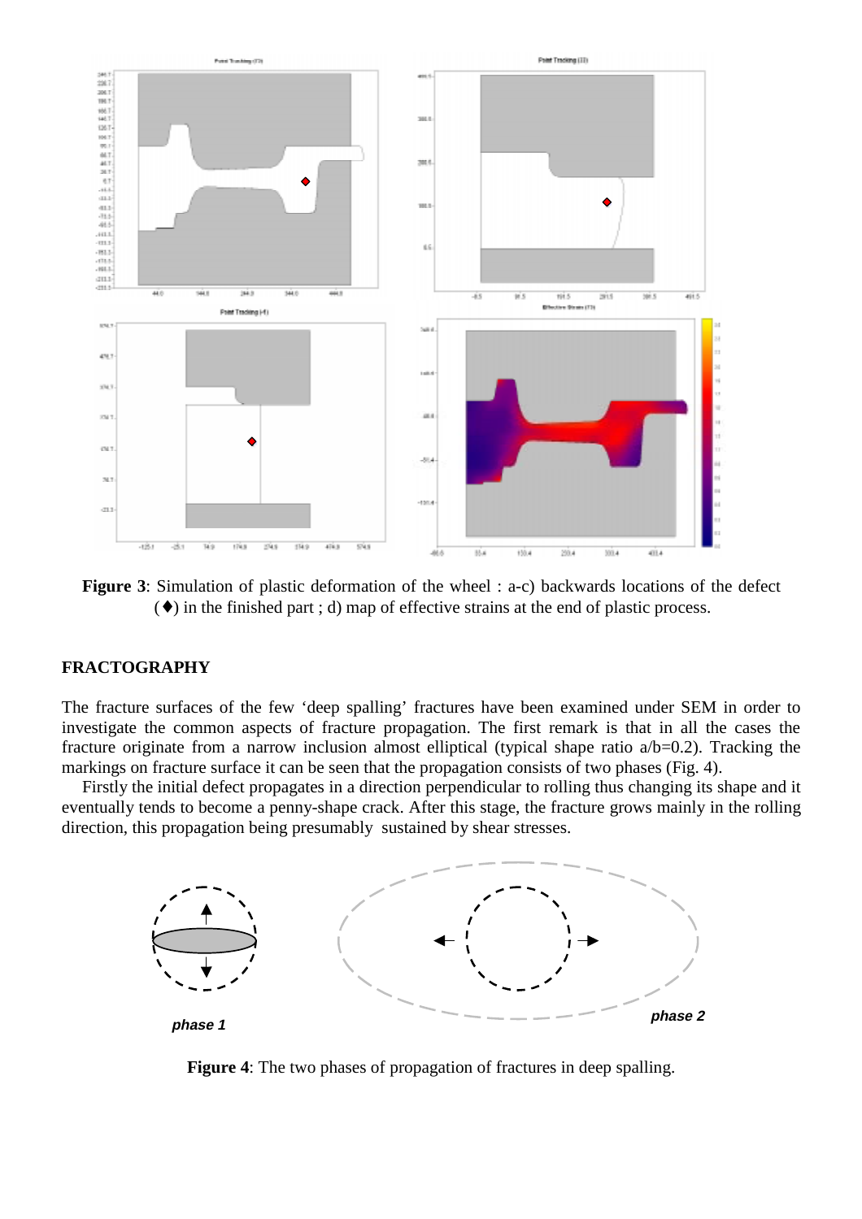**Figure 3**: Simulation of plastic deformation of the wheel : a-c) backwards locations of the defect (♦) in the finished part ; d) map of effective strains at the end of plastic process.

## FRACTOGRAPHY

The fracture surfaces of the few 'deep spalling' fractures have been examined under SEM in order to investigate the common aspects of fracture propagation. The first remark is that in all the cases the fracture originate from a narrow inclusion almost elliptical (typical shape ratio a/b=0.2). Tracking the markings on fracture surface it can be seen that the propagation consists of two phases (Fig. 4).

Firstly the initial defect propagates in a direction perpendicular to rolling thus changing its shape and it eventually tends to become a penny-shape crack. After this stage, the fracture grows mainly in the rolling direction, this propagation being presumably sustained by shear stresses.

**Figure 4**: The two phases of propagation of fractures in deep spalling.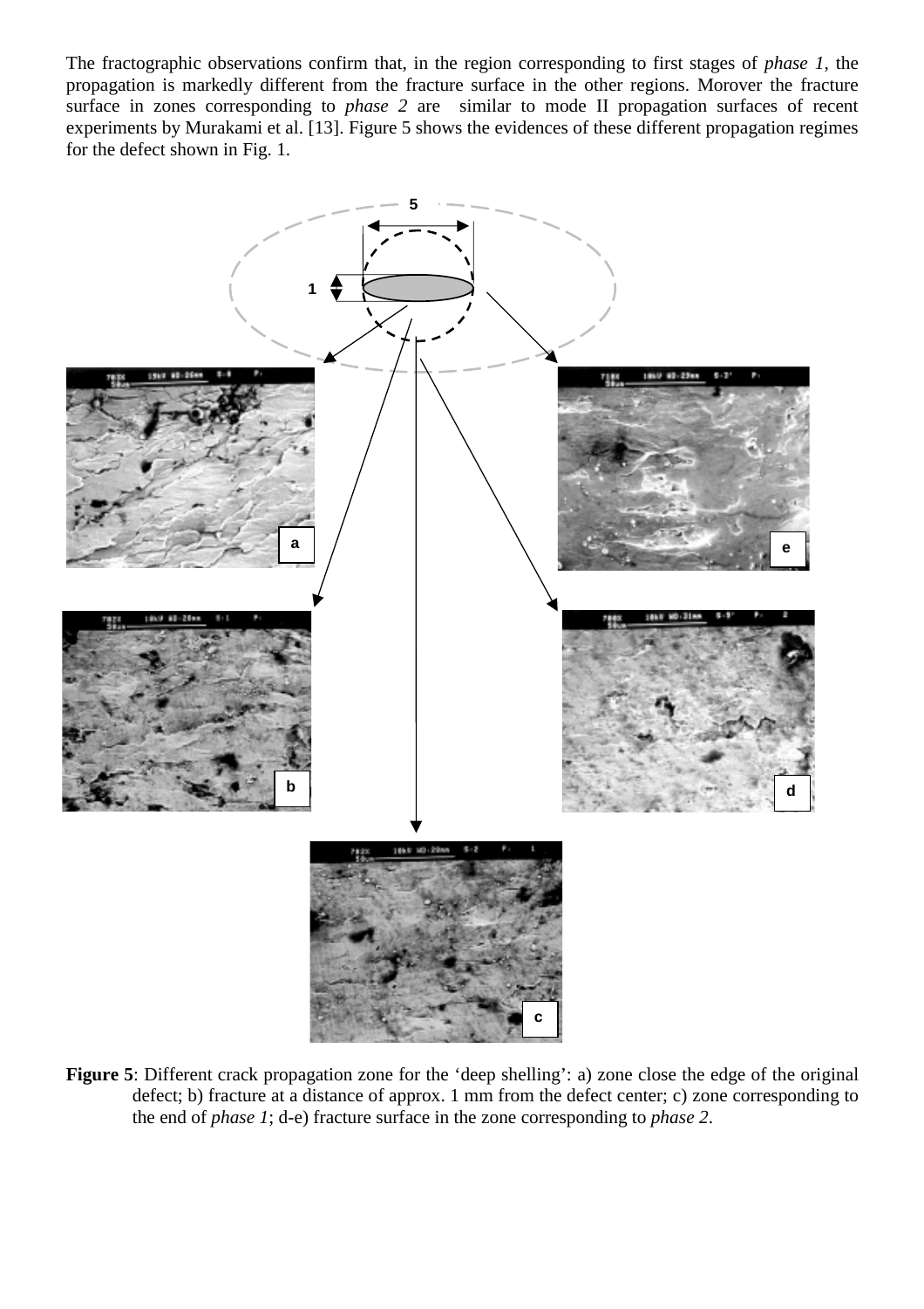The fractographic observations confirm that, in the region corresponding to first stages of *phase 1*, the propagation is markedly different from the fracture surface in the other regions. Morover the fracture surface in zones corresponding to *phase 2* are similar to mode II propagation surfaces of recent experiments by Murakami et al. [13]. Figure 5 shows the evidences of these different propagation regimes for the defect shown in Fig. 1.

**Figure 5**: Different crack propagation zone for the 'deep shelling': a) zone close the edge of the original defect; b) fracture at a distance of approx. 1 mm from the defect center; c) zone corresponding to the end of *phase 1*; d-e) fracture surface in the zone corresponding to *phase 2*.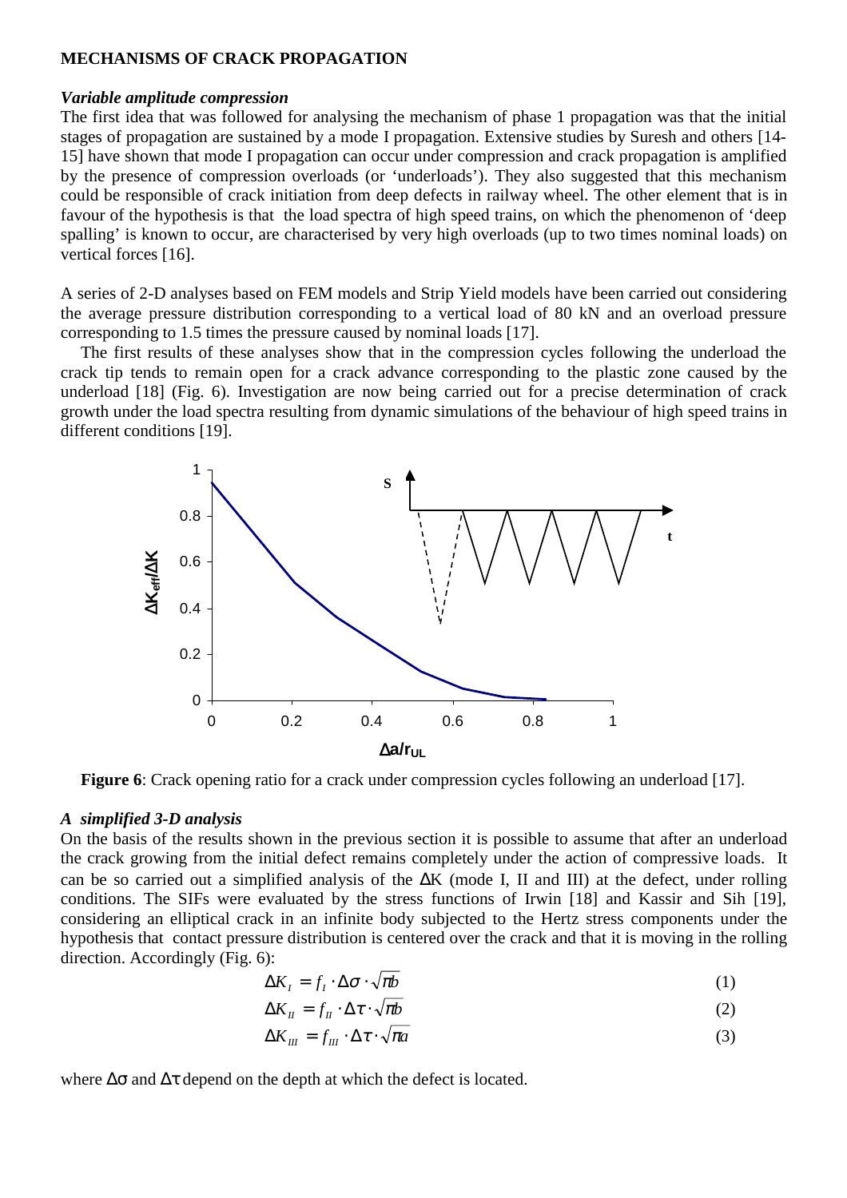## MECHANISMS OF CRACK PROPAGATION

### *Variable amplitude compression*

The first idea that was followed for analysing the mechanism of phase 1 propagation was that the initial stages of propagation are sustained by a mode I propagation. Extensive studies by Suresh and others [14-15] have shown that mode I propagation can occur under compression and crack propagation is amplified by the presence of compression overloads (or 'underloads'). They also suggested that this mechanism could be responsible of crack initiation from deep defects in railway wheel. The other element that is in favour of the hypothesis is that the load spectra of high speed trains, on which the phenomenon of 'deep spalling' is known to occur, are characterised by very high overloads (up to two times nominal loads) on vertical forces [16].

A series of 2-D analyses based on FEM models and Strip Yield models have been carried out considering the average pressure distribution corresponding to a vertical load of 80 kN and an overload pressure corresponding to 1.5 times the pressure caused by nominal loads [17].

The first results of these analyses show that in the compression cycles following the underload the crack tip tends to remain open for a crack advance corresponding to the plastic zone caused by the underload [18] (Fig. 6). Investigation are now being carried out for a precise determination of crack growth under the load spectra resulting from dynamic simulations of the behaviour of high speed trains in different conditions [19].

**Figure 6**: Crack opening ratio for a crack under compression cycles following an underload [17].

### *A simplified 3-D analysis*

On the basis of the results shown in the previous section it is possible to assume that after an underload the crack growing from the initial defect remains completely under the action of compressive loads. It can be so carried out a simplified analysis of the $\Delta K$ (mode I, II and III) at the defect, under rolling conditions. The SIFs were evaluated by the stress functions of Irwin [18] and Kassir and Sih [19], considering an elliptical crack in an infinite body subjected to the Hertz stress components under the hypothesis that contact pressure distribution is centered over the crack and that it is moving in the rolling direction. Accordingly (Fig. 6):

$$\Delta K_I = f_I \cdot \Delta\sigma \cdot \sqrt{\pi b} \quad (1)$$

$$\Delta K_{II} = f_{II} \cdot \Delta\tau \cdot \sqrt{\pi b} \quad (2)$$

$$\Delta K_{III} = f_{III} \cdot \Delta\tau \cdot \sqrt{\pi a} \quad (3)$$

where $\Delta\sigma$ and $\Delta\tau$ depend on the depth at which the defect is located.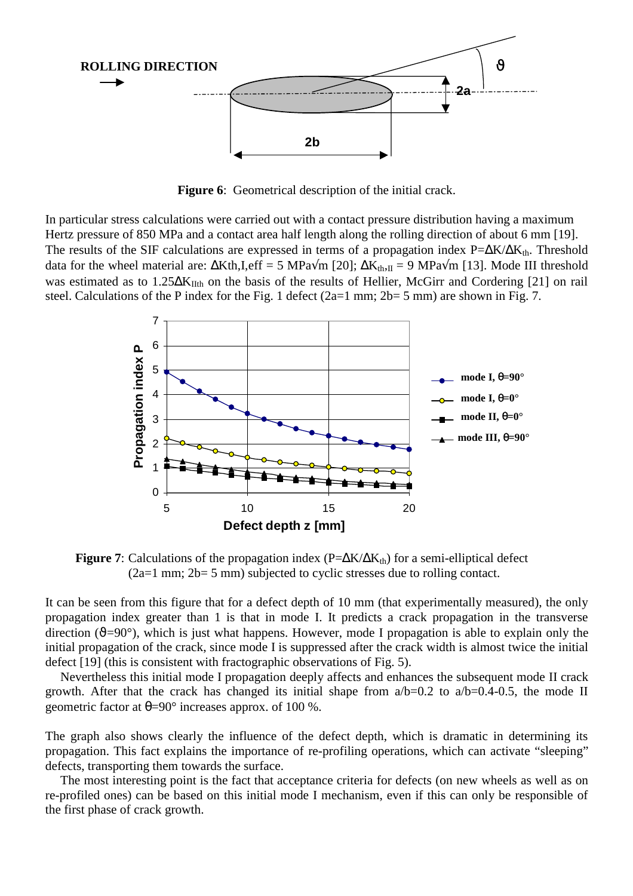**Figure 6**: Geometrical description of the initial crack.

In particular stress calculations were carried out with a contact pressure distribution having a maximum Hertz pressure of 850 MPa and a contact area half length along the rolling direction of about 6 mm [19]. The results of the SIF calculations are expressed in terms of a propagation index $P=\Delta K/\Delta K_{th}$. Threshold data for the wheel material are: $\Delta K_{th,I,eff}$ = 5 MPa√m [20]; $\Delta K_{th,II}$ = 9 MPa√m [13]. Mode III threshold was estimated as to $1.25\Delta K_{IIth}$ on the basis of the results of Hellier, McGirr and Cordering [21] on rail steel. Calculations of the P index for the Fig. 1 defect (2a=1 mm; 2b= 5 mm) are shown in Fig. 7.

**Figure 7**: Calculations of the propagation index ($P=\Delta K/\Delta K_{th}$) for a semi-elliptical defect (2a=1 mm; 2b= 5 mm) subjected to cyclic stresses due to rolling contact.

It can be seen from this figure that for a defect depth of 10 mm (that experimentally measured), the only propagation index greater than 1 is that in mode I. It predicts a crack propagation in the transverse direction ($\vartheta$=90°), which is just what happens. However, mode I propagation is able to explain only the initial propagation of the crack, since mode I is suppressed after the crack width is almost twice the initial defect [19] (this is consistent with fractographic observations of Fig. 5).

Nevertheless this initial mode I propagation deeply affects and enhances the subsequent mode II crack growth. After that the crack has changed its initial shape from a/b=0.2 to a/b=0.4-0.5, the mode II geometric factor at $\theta$=90° increases approx. of 100 %.

The graph also shows clearly the influence of the defect depth, which is dramatic in determining its propagation. This fact explains the importance of re-profiling operations, which can activate "sleeping" defects, transporting them towards the surface.

The most interesting point is the fact that acceptance criteria for defects (on new wheels as well as on re-profiled ones) can be based on this initial mode I mechanism, even if this can only be responsible of the first phase of crack growth.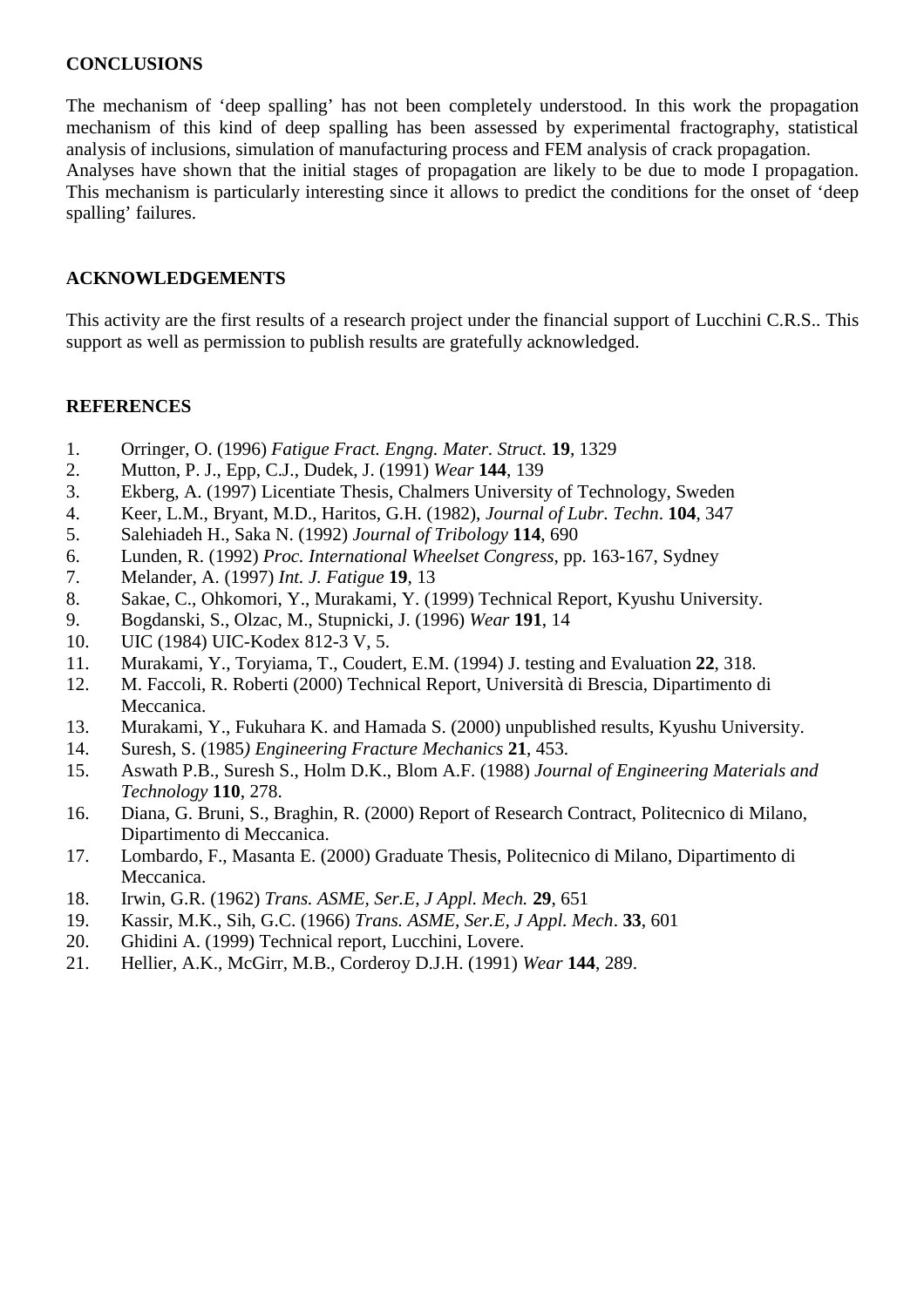## CONCLUSIONS

The mechanism of 'deep spalling' has not been completely understood. In this work the propagation mechanism of this kind of deep spalling has been assessed by experimental fractography, statistical analysis of inclusions, simulation of manufacturing process and FEM analysis of crack propagation.
Analyses have shown that the initial stages of propagation are likely to be due to mode I propagation. This mechanism is particularly interesting since it allows to predict the conditions for the onset of 'deep spalling' failures.

## ACKNOWLEDGEMENTS

This activity are the first results of a research project under the financial support of Lucchini C.R.S.. This support as well as permission to publish results are gratefully acknowledged.

## REFERENCES

1. Orringer, O. (1996) *Fatigue Fract. Engng. Mater. Struct.* **19**, 1329
2. Mutton, P. J., Epp, C.J., Dudek, J. (1991) *Wear* **144**, 139
3. Ekberg, A. (1997) Licentiate Thesis, Chalmers University of Technology, Sweden
4. Keer, L.M., Bryant, M.D., Haritos, G.H. (1982), *Journal of Lubr. Techn*. **104**, 347
5. Salehiadeh H., Saka N. (1992) *Journal of Tribology* **114**, 690
6. Lunden, R. (1992) *Proc. International Wheelset Congress*, pp. 163-167, Sydney
7. Melander, A. (1997) *Int. J. Fatigue* **19**, 13
8. Sakae, C., Ohkomori, Y., Murakami, Y. (1999) Technical Report, Kyushu University.
9. Bogdanski, S., Olzac, M., Stupnicki, J. (1996) *Wear* **191**, 14
10. UIC (1984) UIC-Kodex 812-3 V, 5.
11. Murakami, Y., Toryiama, T., Coudert, E.M. (1994) J. testing and Evaluation **22**, 318.
12. M. Faccoli, R. Roberti (2000) Technical Report, Università di Brescia, Dipartimento di Meccanica.
13. Murakami, Y., Fukuhara K. and Hamada S. (2000) unpublished results, Kyushu University.
14. Suresh, S. (1985*) Engineering Fracture Mechanics* **21**, 453.
15. Aswath P.B., Suresh S., Holm D.K., Blom A.F. (1988) *Journal of Engineering Materials and Technology* **110**, 278.
16. Diana, G. Bruni, S., Braghin, R. (2000) Report of Research Contract, Politecnico di Milano, Dipartimento di Meccanica.
17. Lombardo, F., Masanta E. (2000) Graduate Thesis, Politecnico di Milano, Dipartimento di Meccanica.
18. Irwin, G.R. (1962) *Trans. ASME, Ser.E, J Appl. Mech.* **29**, 651
19. Kassir, M.K., Sih, G.C. (1966) *Trans. ASME, Ser.E, J Appl. Mech*. **33**, 601
20. Ghidini A. (1999) Technical report, Lucchini, Lovere.
21. Hellier, A.K., McGirr, M.B., Corderoy D.J.H. (1991) *Wear* **144**, 289.